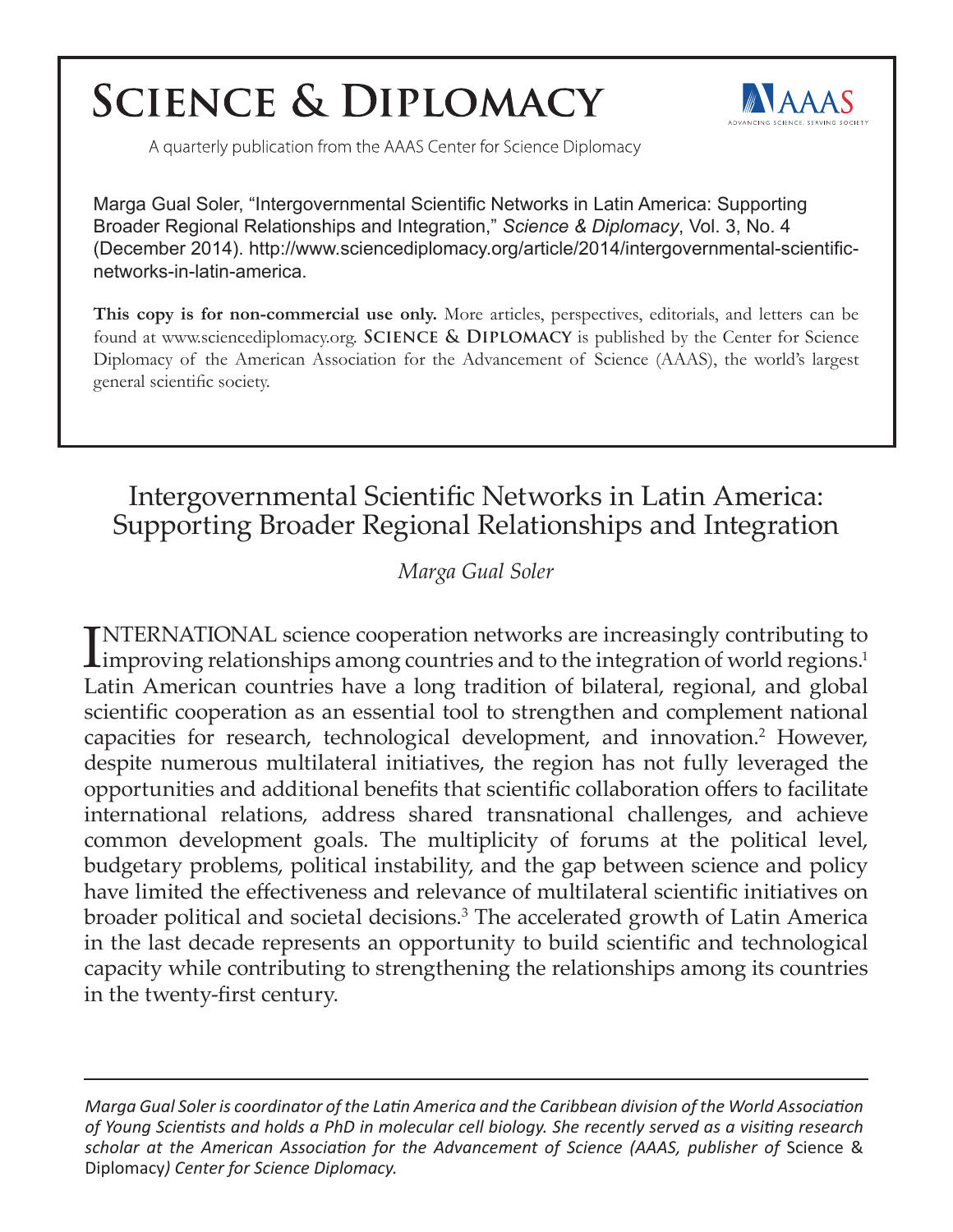# Science & Diplomacy

A quarterly publication from the AAAS Center for Science Diplomacy

Marga Gual Soler, "Intergovernmental Scientific Networks in Latin America: Supporting Broader Regional Relationships and Integration," *Science & Diplomacy*, Vol. 3, No. 4 (December 2014). http://www.sciencediplomacy.org/article/2014/intergovernmental-scientific-networks-in-latin-america.

**This copy is for non-commercial use only.** More articles, perspectives, editorials, and letters can be found at www.sciencediplomacy.org. **Science & Diplomacy** is published by the Center for Science Diplomacy of the American Association for the Advancement of Science (AAAS), the world's largest general scientific society.

## Intergovernmental Scientific Networks in Latin America: Supporting Broader Regional Relationships and Integration

*Marga Gual Soler*

INTERNATIONAL science cooperation networks are increasingly contributing to improving relationships among countries and to the integration of world regions.[1] Latin American countries have a long tradition of bilateral, regional, and global scientific cooperation as an essential tool to strengthen and complement national capacities for research, technological development, and innovation.[2] However, despite numerous multilateral initiatives, the region has not fully leveraged the opportunities and additional benefits that scientific collaboration offers to facilitate international relations, address shared transnational challenges, and achieve common development goals. The multiplicity of forums at the political level, budgetary problems, political instability, and the gap between science and policy have limited the effectiveness and relevance of multilateral scientific initiatives on broader political and societal decisions.[3] The accelerated growth of Latin America in the last decade represents an opportunity to build scientific and technological capacity while contributing to strengthening the relationships among its countries in the twenty-first century.

---

*Marga Gual Soler is coordinator of the Latin America and the Caribbean division of the World Association of Young Scientists and holds a PhD in molecular cell biology. She recently served as a visiting research scholar at the American Association for the Advancement of Science (AAAS, publisher of* Science & Diplomacy*) Center for Science Diplomacy.*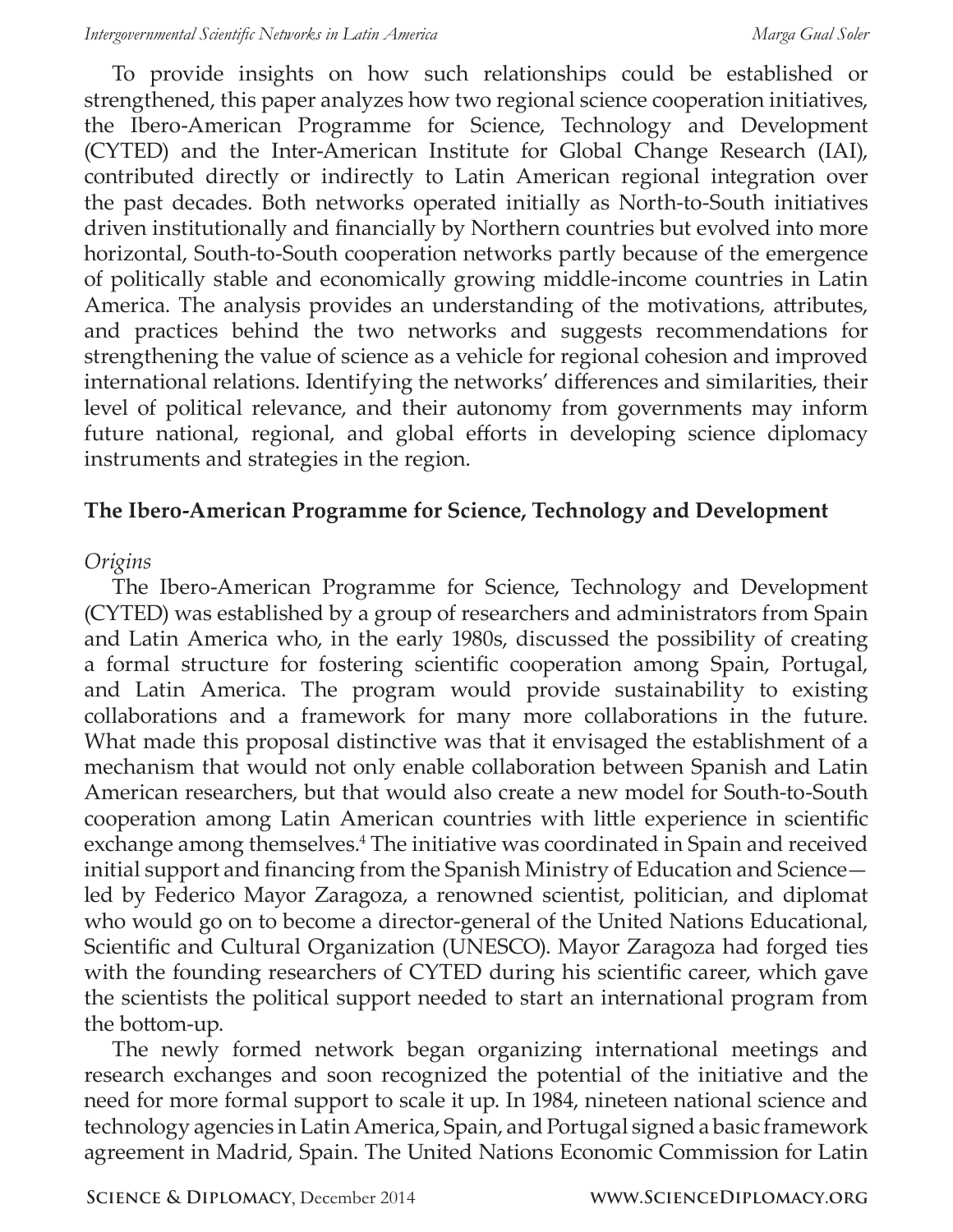To provide insights on how such relationships could be established or strengthened, this paper analyzes how two regional science cooperation initiatives, the Ibero-American Programme for Science, Technology and Development (CYTED) and the Inter-American Institute for Global Change Research (IAI), contributed directly or indirectly to Latin American regional integration over the past decades. Both networks operated initially as North-to-South initiatives driven institutionally and financially by Northern countries but evolved into more horizontal, South-to-South cooperation networks partly because of the emergence of politically stable and economically growing middle-income countries in Latin America. The analysis provides an understanding of the motivations, attributes, and practices behind the two networks and suggests recommendations for strengthening the value of science as a vehicle for regional cohesion and improved international relations. Identifying the networks' differences and similarities, their level of political relevance, and their autonomy from governments may inform future national, regional, and global efforts in developing science diplomacy instruments and strategies in the region.

## The Ibero-American Programme for Science, Technology and Development

*Origins*

The Ibero-American Programme for Science, Technology and Development (CYTED) was established by a group of researchers and administrators from Spain and Latin America who, in the early 1980s, discussed the possibility of creating a formal structure for fostering scientific cooperation among Spain, Portugal, and Latin America. The program would provide sustainability to existing collaborations and a framework for many more collaborations in the future. What made this proposal distinctive was that it envisaged the establishment of a mechanism that would not only enable collaboration between Spanish and Latin American researchers, but that would also create a new model for South-to-South cooperation among Latin American countries with little experience in scientific exchange among themselves.[4] The initiative was coordinated in Spain and received initial support and financing from the Spanish Ministry of Education and Science—led by Federico Mayor Zaragoza, a renowned scientist, politician, and diplomat who would go on to become a director-general of the United Nations Educational, Scientific and Cultural Organization (UNESCO). Mayor Zaragoza had forged ties with the founding researchers of CYTED during his scientific career, which gave the scientists the political support needed to start an international program from the bottom-up.

The newly formed network began organizing international meetings and research exchanges and soon recognized the potential of the initiative and the need for more formal support to scale it up. In 1984, nineteen national science and technology agencies in Latin America, Spain, and Portugal signed a basic framework agreement in Madrid, Spain. The United Nations Economic Commission for Latin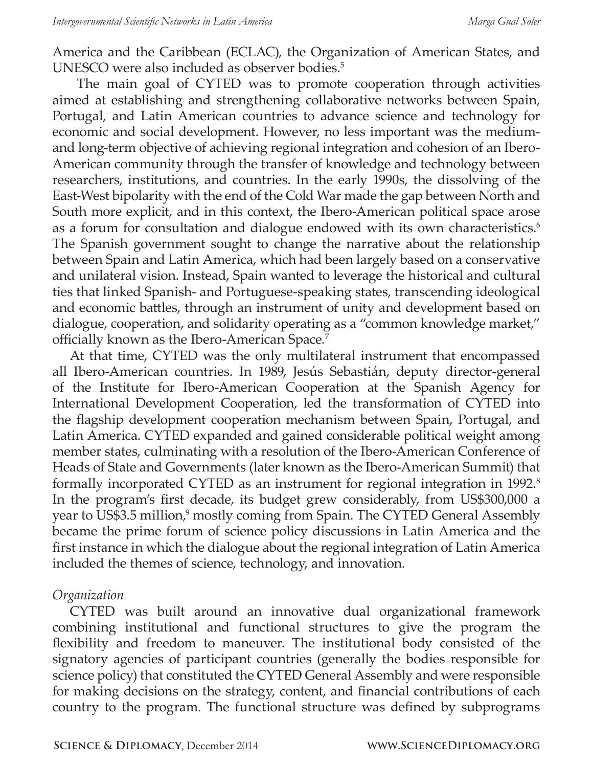America and the Caribbean (ECLAC), the Organization of American States, and UNESCO were also included as observer bodies.[5]

The main goal of CYTED was to promote cooperation through activities aimed at establishing and strengthening collaborative networks between Spain, Portugal, and Latin American countries to advance science and technology for economic and social development. However, no less important was the medium- and long-term objective of achieving regional integration and cohesion of an Ibero-American community through the transfer of knowledge and technology between researchers, institutions, and countries. In the early 1990s, the dissolving of the East-West bipolarity with the end of the Cold War made the gap between North and South more explicit, and in this context, the Ibero-American political space arose as a forum for consultation and dialogue endowed with its own characteristics.[6] The Spanish government sought to change the narrative about the relationship between Spain and Latin America, which had been largely based on a conservative and unilateral vision. Instead, Spain wanted to leverage the historical and cultural ties that linked Spanish- and Portuguese-speaking states, transcending ideological and economic battles, through an instrument of unity and development based on dialogue, cooperation, and solidarity operating as a "common knowledge market," officially known as the Ibero-American Space.[7]

At that time, CYTED was the only multilateral instrument that encompassed all Ibero-American countries. In 1989, Jesús Sebastián, deputy director-general of the Institute for Ibero-American Cooperation at the Spanish Agency for International Development Cooperation, led the transformation of CYTED into the flagship development cooperation mechanism between Spain, Portugal, and Latin America. CYTED expanded and gained considerable political weight among member states, culminating with a resolution of the Ibero-American Conference of Heads of State and Governments (later known as the Ibero-American Summit) that formally incorporated CYTED as an instrument for regional integration in 1992.[8] In the program's first decade, its budget grew considerably, from US$300,000 a year to US$3.5 million,[9] mostly coming from Spain. The CYTED General Assembly became the prime forum of science policy discussions in Latin America and the first instance in which the dialogue about the regional integration of Latin America included the themes of science, technology, and innovation.

*Organization*

CYTED was built around an innovative dual organizational framework combining institutional and functional structures to give the program the flexibility and freedom to maneuver. The institutional body consisted of the signatory agencies of participant countries (generally the bodies responsible for science policy) that constituted the CYTED General Assembly and were responsible for making decisions on the strategy, content, and financial contributions of each country to the program. The functional structure was defined by subprograms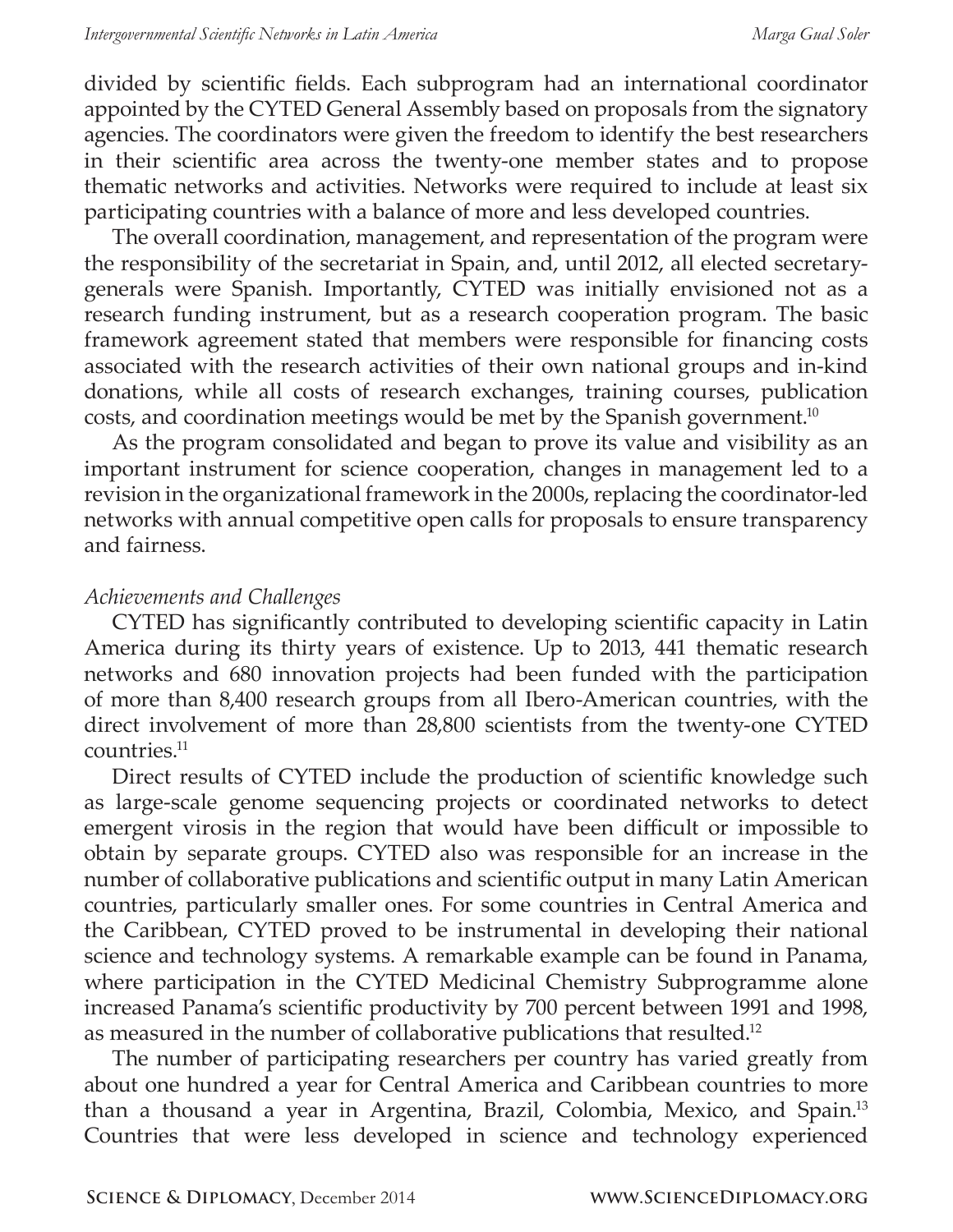divided by scientific fields. Each subprogram had an international coordinator appointed by the CYTED General Assembly based on proposals from the signatory agencies. The coordinators were given the freedom to identify the best researchers in their scientific area across the twenty-one member states and to propose thematic networks and activities. Networks were required to include at least six participating countries with a balance of more and less developed countries.

The overall coordination, management, and representation of the program were the responsibility of the secretariat in Spain, and, until 2012, all elected secretary-generals were Spanish. Importantly, CYTED was initially envisioned not as a research funding instrument, but as a research cooperation program. The basic framework agreement stated that members were responsible for financing costs associated with the research activities of their own national groups and in-kind donations, while all costs of research exchanges, training courses, publication costs, and coordination meetings would be met by the Spanish government.[10]

As the program consolidated and began to prove its value and visibility as an important instrument for science cooperation, changes in management led to a revision in the organizational framework in the 2000s, replacing the coordinator-led networks with annual competitive open calls for proposals to ensure transparency and fairness.

*Achievements and Challenges*

CYTED has significantly contributed to developing scientific capacity in Latin America during its thirty years of existence. Up to 2013, 441 thematic research networks and 680 innovation projects had been funded with the participation of more than 8,400 research groups from all Ibero-American countries, with the direct involvement of more than 28,800 scientists from the twenty-one CYTED countries.[11]

Direct results of CYTED include the production of scientific knowledge such as large-scale genome sequencing projects or coordinated networks to detect emergent virosis in the region that would have been difficult or impossible to obtain by separate groups. CYTED also was responsible for an increase in the number of collaborative publications and scientific output in many Latin American countries, particularly smaller ones. For some countries in Central America and the Caribbean, CYTED proved to be instrumental in developing their national science and technology systems. A remarkable example can be found in Panama, where participation in the CYTED Medicinal Chemistry Subprogramme alone increased Panama's scientific productivity by 700 percent between 1991 and 1998, as measured in the number of collaborative publications that resulted.[12]

The number of participating researchers per country has varied greatly from about one hundred a year for Central America and Caribbean countries to more than a thousand a year in Argentina, Brazil, Colombia, Mexico, and Spain.[13] Countries that were less developed in science and technology experienced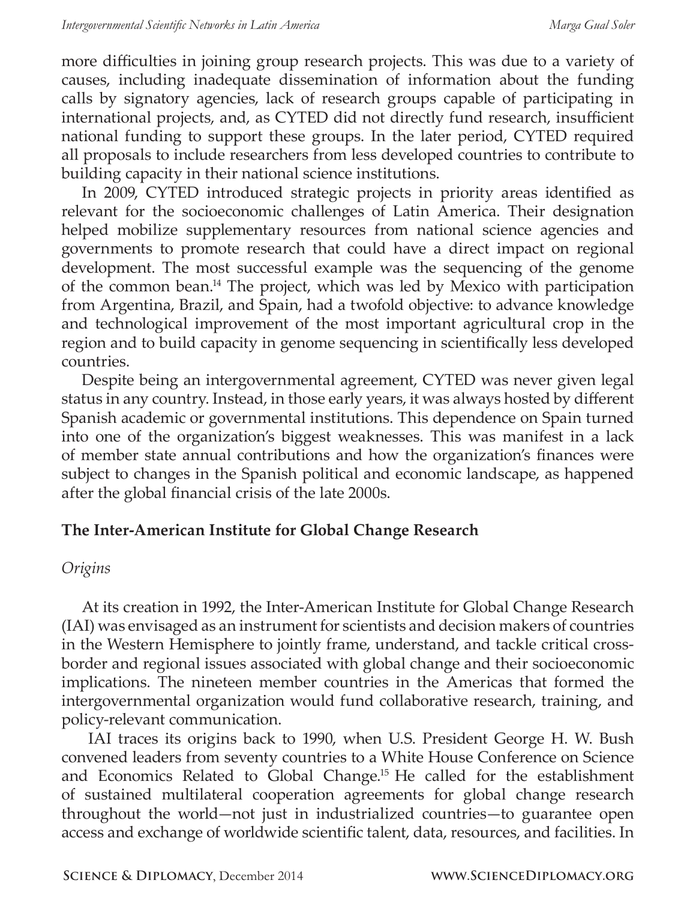more difficulties in joining group research projects. This was due to a variety of causes, including inadequate dissemination of information about the funding calls by signatory agencies, lack of research groups capable of participating in international projects, and, as CYTED did not directly fund research, insufficient national funding to support these groups. In the later period, CYTED required all proposals to include researchers from less developed countries to contribute to building capacity in their national science institutions.

In 2009, CYTED introduced strategic projects in priority areas identified as relevant for the socioeconomic challenges of Latin America. Their designation helped mobilize supplementary resources from national science agencies and governments to promote research that could have a direct impact on regional development. The most successful example was the sequencing of the genome of the common bean.[14] The project, which was led by Mexico with participation from Argentina, Brazil, and Spain, had a twofold objective: to advance knowledge and technological improvement of the most important agricultural crop in the region and to build capacity in genome sequencing in scientifically less developed countries.

Despite being an intergovernmental agreement, CYTED was never given legal status in any country. Instead, in those early years, it was always hosted by different Spanish academic or governmental institutions. This dependence on Spain turned into one of the organization's biggest weaknesses. This was manifest in a lack of member state annual contributions and how the organization's finances were subject to changes in the Spanish political and economic landscape, as happened after the global financial crisis of the late 2000s.

## The Inter-American Institute for Global Change Research

### *Origins*

At its creation in 1992, the Inter-American Institute for Global Change Research (IAI) was envisaged as an instrument for scientists and decision makers of countries in the Western Hemisphere to jointly frame, understand, and tackle critical cross-border and regional issues associated with global change and their socioeconomic implications. The nineteen member countries in the Americas that formed the intergovernmental organization would fund collaborative research, training, and policy-relevant communication.

IAI traces its origins back to 1990, when U.S. President George H. W. Bush convened leaders from seventy countries to a White House Conference on Science and Economics Related to Global Change.[15] He called for the establishment of sustained multilateral cooperation agreements for global change research throughout the world—not just in industrialized countries—to guarantee open access and exchange of worldwide scientific talent, data, resources, and facilities. In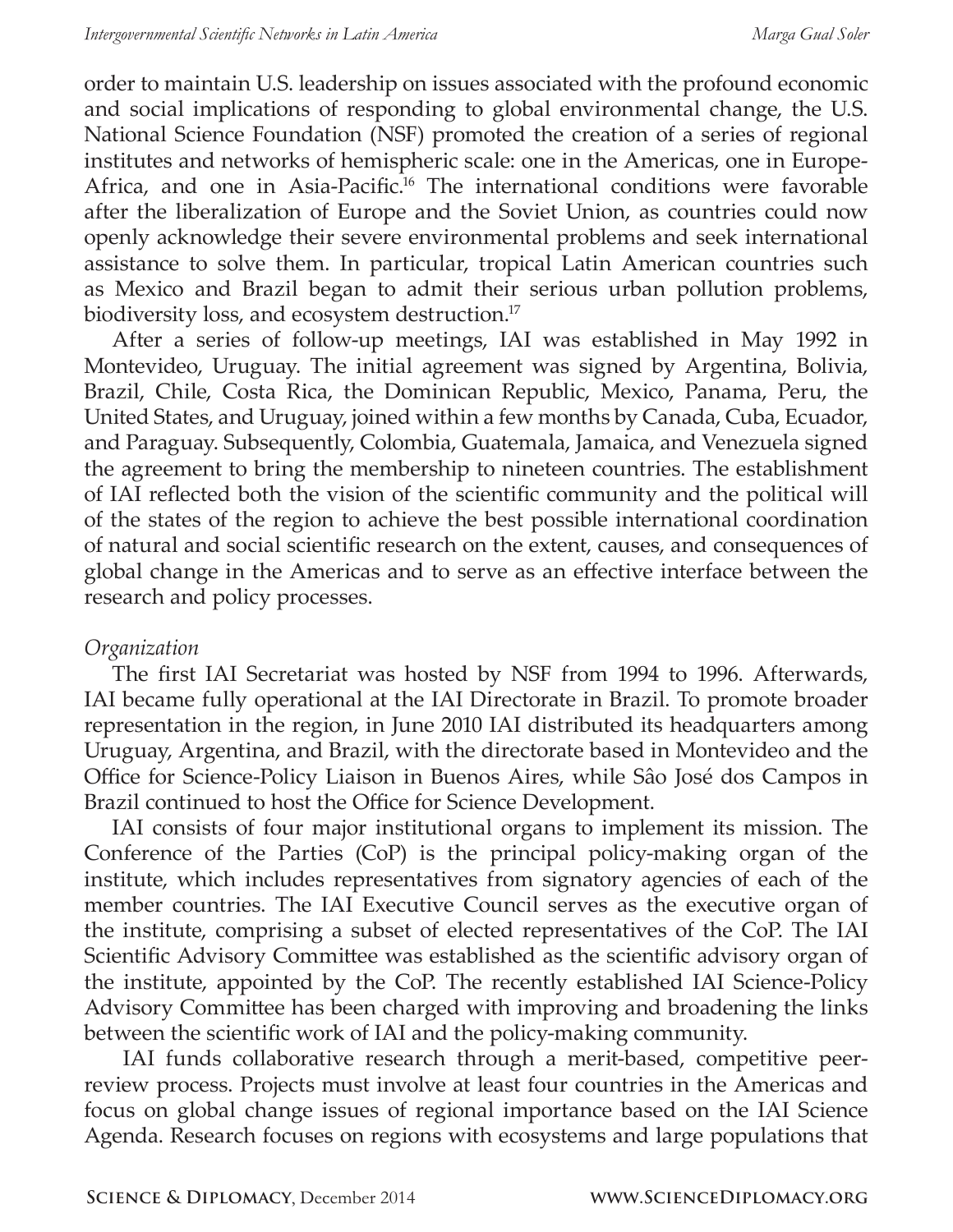order to maintain U.S. leadership on issues associated with the profound economic and social implications of responding to global environmental change, the U.S. National Science Foundation (NSF) promoted the creation of a series of regional institutes and networks of hemispheric scale: one in the Americas, one in Europe-Africa, and one in Asia-Pacific.[16] The international conditions were favorable after the liberalization of Europe and the Soviet Union, as countries could now openly acknowledge their severe environmental problems and seek international assistance to solve them. In particular, tropical Latin American countries such as Mexico and Brazil began to admit their serious urban pollution problems, biodiversity loss, and ecosystem destruction.[17]

After a series of follow-up meetings, IAI was established in May 1992 in Montevideo, Uruguay. The initial agreement was signed by Argentina, Bolivia, Brazil, Chile, Costa Rica, the Dominican Republic, Mexico, Panama, Peru, the United States, and Uruguay, joined within a few months by Canada, Cuba, Ecuador, and Paraguay. Subsequently, Colombia, Guatemala, Jamaica, and Venezuela signed the agreement to bring the membership to nineteen countries. The establishment of IAI reflected both the vision of the scientific community and the political will of the states of the region to achieve the best possible international coordination of natural and social scientific research on the extent, causes, and consequences of global change in the Americas and to serve as an effective interface between the research and policy processes.

*Organization*

The first IAI Secretariat was hosted by NSF from 1994 to 1996. Afterwards, IAI became fully operational at the IAI Directorate in Brazil. To promote broader representation in the region, in June 2010 IAI distributed its headquarters among Uruguay, Argentina, and Brazil, with the directorate based in Montevideo and the Office for Science-Policy Liaison in Buenos Aires, while Sâo José dos Campos in Brazil continued to host the Office for Science Development.

IAI consists of four major institutional organs to implement its mission. The Conference of the Parties (CoP) is the principal policy-making organ of the institute, which includes representatives from signatory agencies of each of the member countries. The IAI Executive Council serves as the executive organ of the institute, comprising a subset of elected representatives of the CoP. The IAI Scientific Advisory Committee was established as the scientific advisory organ of the institute, appointed by the CoP. The recently established IAI Science-Policy Advisory Committee has been charged with improving and broadening the links between the scientific work of IAI and the policy-making community.

IAI funds collaborative research through a merit-based, competitive peer-review process. Projects must involve at least four countries in the Americas and focus on global change issues of regional importance based on the IAI Science Agenda. Research focuses on regions with ecosystems and large populations that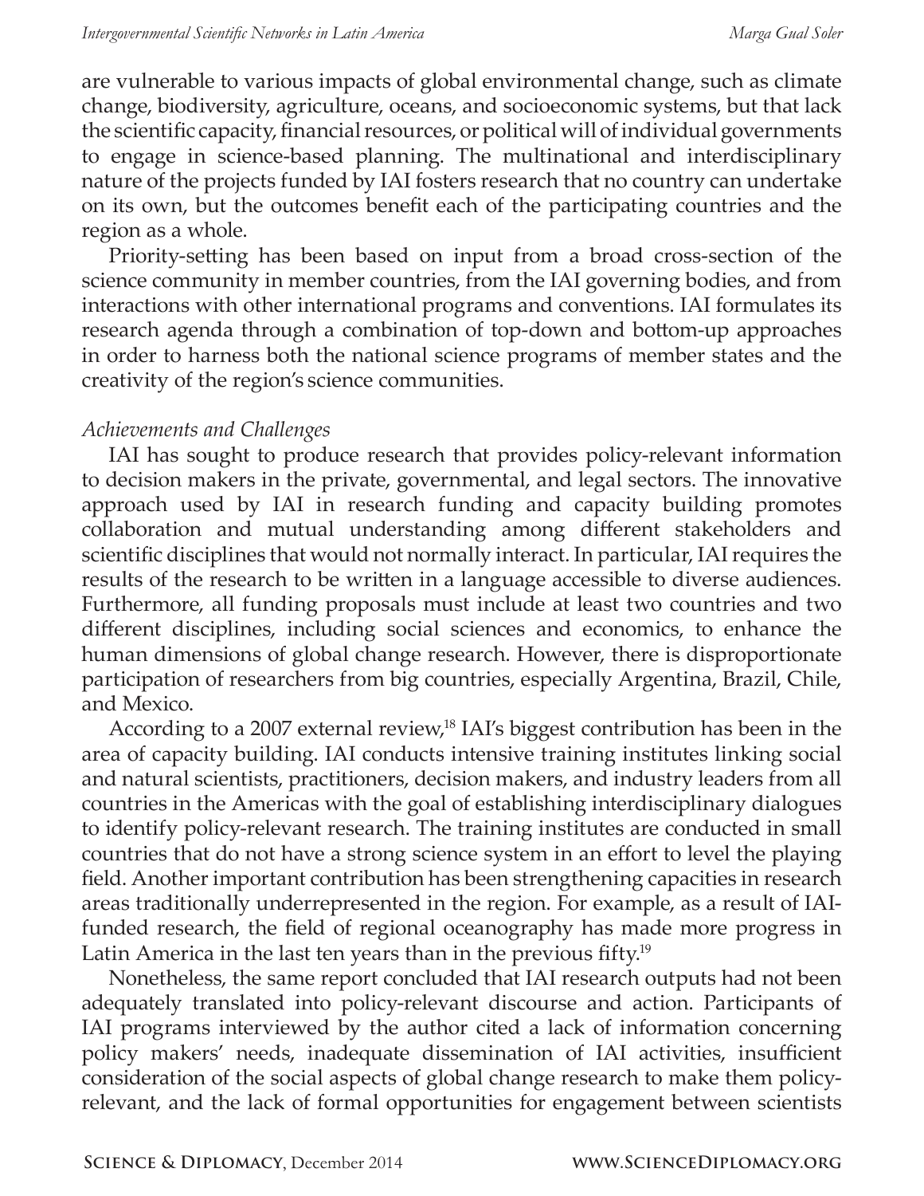are vulnerable to various impacts of global environmental change, such as climate change, biodiversity, agriculture, oceans, and socioeconomic systems, but that lack the scientific capacity, financial resources, or political will of individual governments to engage in science-based planning. The multinational and interdisciplinary nature of the projects funded by IAI fosters research that no country can undertake on its own, but the outcomes benefit each of the participating countries and the region as a whole.

Priority-setting has been based on input from a broad cross-section of the science community in member countries, from the IAI governing bodies, and from interactions with other international programs and conventions. IAI formulates its research agenda through a combination of top-down and bottom-up approaches in order to harness both the national science programs of member states and the creativity of the region's science communities.

*Achievements and Challenges*

IAI has sought to produce research that provides policy-relevant information to decision makers in the private, governmental, and legal sectors. The innovative approach used by IAI in research funding and capacity building promotes collaboration and mutual understanding among different stakeholders and scientific disciplines that would not normally interact. In particular, IAI requires the results of the research to be written in a language accessible to diverse audiences. Furthermore, all funding proposals must include at least two countries and two different disciplines, including social sciences and economics, to enhance the human dimensions of global change research. However, there is disproportionate participation of researchers from big countries, especially Argentina, Brazil, Chile, and Mexico.

According to a 2007 external review,[18] IAI's biggest contribution has been in the area of capacity building. IAI conducts intensive training institutes linking social and natural scientists, practitioners, decision makers, and industry leaders from all countries in the Americas with the goal of establishing interdisciplinary dialogues to identify policy-relevant research. The training institutes are conducted in small countries that do not have a strong science system in an effort to level the playing field. Another important contribution has been strengthening capacities in research areas traditionally underrepresented in the region. For example, as a result of IAI-funded research, the field of regional oceanography has made more progress in Latin America in the last ten years than in the previous fifty.[19]

Nonetheless, the same report concluded that IAI research outputs had not been adequately translated into policy-relevant discourse and action. Participants of IAI programs interviewed by the author cited a lack of information concerning policy makers' needs, inadequate dissemination of IAI activities, insufficient consideration of the social aspects of global change research to make them policy-relevant, and the lack of formal opportunities for engagement between scientists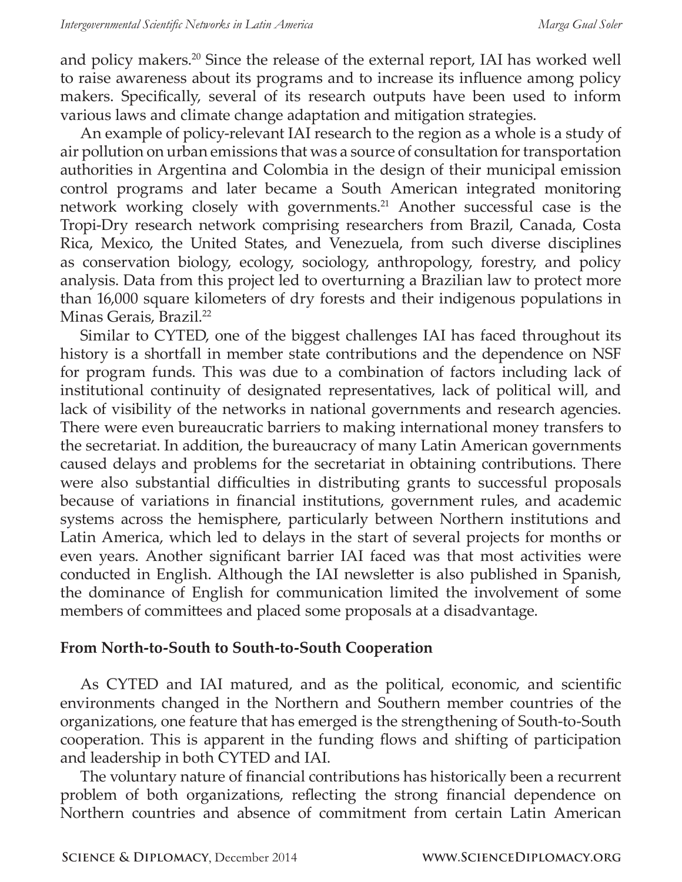and policy makers.[20] Since the release of the external report, IAI has worked well to raise awareness about its programs and to increase its influence among policy makers. Specifically, several of its research outputs have been used to inform various laws and climate change adaptation and mitigation strategies.

An example of policy-relevant IAI research to the region as a whole is a study of air pollution on urban emissions that was a source of consultation for transportation authorities in Argentina and Colombia in the design of their municipal emission control programs and later became a South American integrated monitoring network working closely with governments.[21] Another successful case is the Tropi-Dry research network comprising researchers from Brazil, Canada, Costa Rica, Mexico, the United States, and Venezuela, from such diverse disciplines as conservation biology, ecology, sociology, anthropology, forestry, and policy analysis. Data from this project led to overturning a Brazilian law to protect more than 16,000 square kilometers of dry forests and their indigenous populations in Minas Gerais, Brazil.[22]

Similar to CYTED, one of the biggest challenges IAI has faced throughout its history is a shortfall in member state contributions and the dependence on NSF for program funds. This was due to a combination of factors including lack of institutional continuity of designated representatives, lack of political will, and lack of visibility of the networks in national governments and research agencies. There were even bureaucratic barriers to making international money transfers to the secretariat. In addition, the bureaucracy of many Latin American governments caused delays and problems for the secretariat in obtaining contributions. There were also substantial difficulties in distributing grants to successful proposals because of variations in financial institutions, government rules, and academic systems across the hemisphere, particularly between Northern institutions and Latin America, which led to delays in the start of several projects for months or even years. Another significant barrier IAI faced was that most activities were conducted in English. Although the IAI newsletter is also published in Spanish, the dominance of English for communication limited the involvement of some members of committees and placed some proposals at a disadvantage.

## From North-to-South to South-to-South Cooperation

As CYTED and IAI matured, and as the political, economic, and scientific environments changed in the Northern and Southern member countries of the organizations, one feature that has emerged is the strengthening of South-to-South cooperation. This is apparent in the funding flows and shifting of participation and leadership in both CYTED and IAI.

The voluntary nature of financial contributions has historically been a recurrent problem of both organizations, reflecting the strong financial dependence on Northern countries and absence of commitment from certain Latin American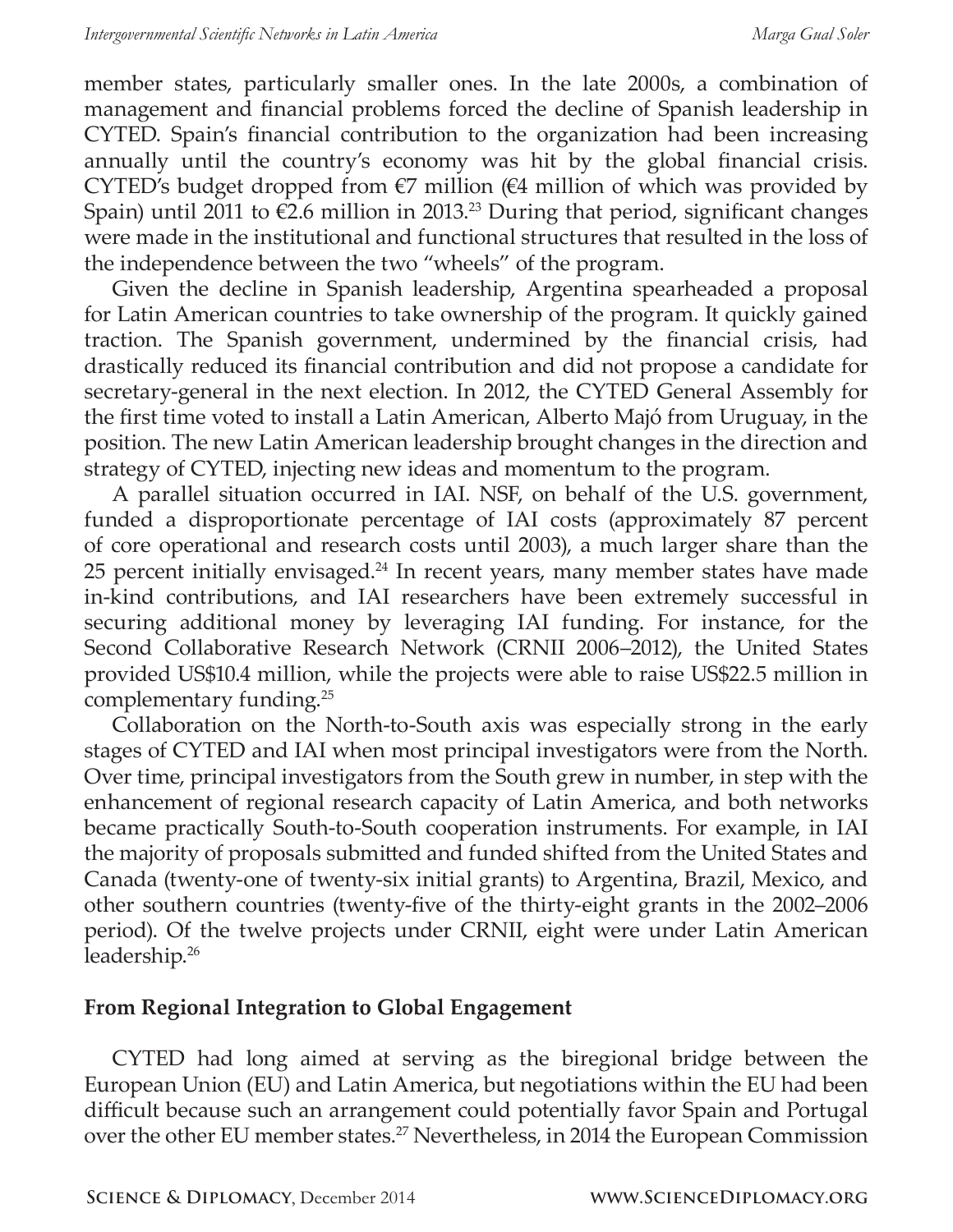member states, particularly smaller ones. In the late 2000s, a combination of management and financial problems forced the decline of Spanish leadership in CYTED. Spain's financial contribution to the organization had been increasing annually until the country's economy was hit by the global financial crisis. CYTED's budget dropped from €7 million (€4 million of which was provided by Spain) until 2011 to €2.6 million in 2013.[23] During that period, significant changes were made in the institutional and functional structures that resulted in the loss of the independence between the two "wheels" of the program.

Given the decline in Spanish leadership, Argentina spearheaded a proposal for Latin American countries to take ownership of the program. It quickly gained traction. The Spanish government, undermined by the financial crisis, had drastically reduced its financial contribution and did not propose a candidate for secretary-general in the next election. In 2012, the CYTED General Assembly for the first time voted to install a Latin American, Alberto Majó from Uruguay, in the position. The new Latin American leadership brought changes in the direction and strategy of CYTED, injecting new ideas and momentum to the program.

A parallel situation occurred in IAI. NSF, on behalf of the U.S. government, funded a disproportionate percentage of IAI costs (approximately 87 percent of core operational and research costs until 2003), a much larger share than the 25 percent initially envisaged.[24] In recent years, many member states have made in-kind contributions, and IAI researchers have been extremely successful in securing additional money by leveraging IAI funding. For instance, for the Second Collaborative Research Network (CRNII 2006–2012), the United States provided US$10.4 million, while the projects were able to raise US$22.5 million in complementary funding.[25]

Collaboration on the North-to-South axis was especially strong in the early stages of CYTED and IAI when most principal investigators were from the North. Over time, principal investigators from the South grew in number, in step with the enhancement of regional research capacity of Latin America, and both networks became practically South-to-South cooperation instruments. For example, in IAI the majority of proposals submitted and funded shifted from the United States and Canada (twenty-one of twenty-six initial grants) to Argentina, Brazil, Mexico, and other southern countries (twenty-five of the thirty-eight grants in the 2002–2006 period). Of the twelve projects under CRNII, eight were under Latin American leadership.[26]

## From Regional Integration to Global Engagement

CYTED had long aimed at serving as the biregional bridge between the European Union (EU) and Latin America, but negotiations within the EU had been difficult because such an arrangement could potentially favor Spain and Portugal over the other EU member states.[27] Nevertheless, in 2014 the European Commission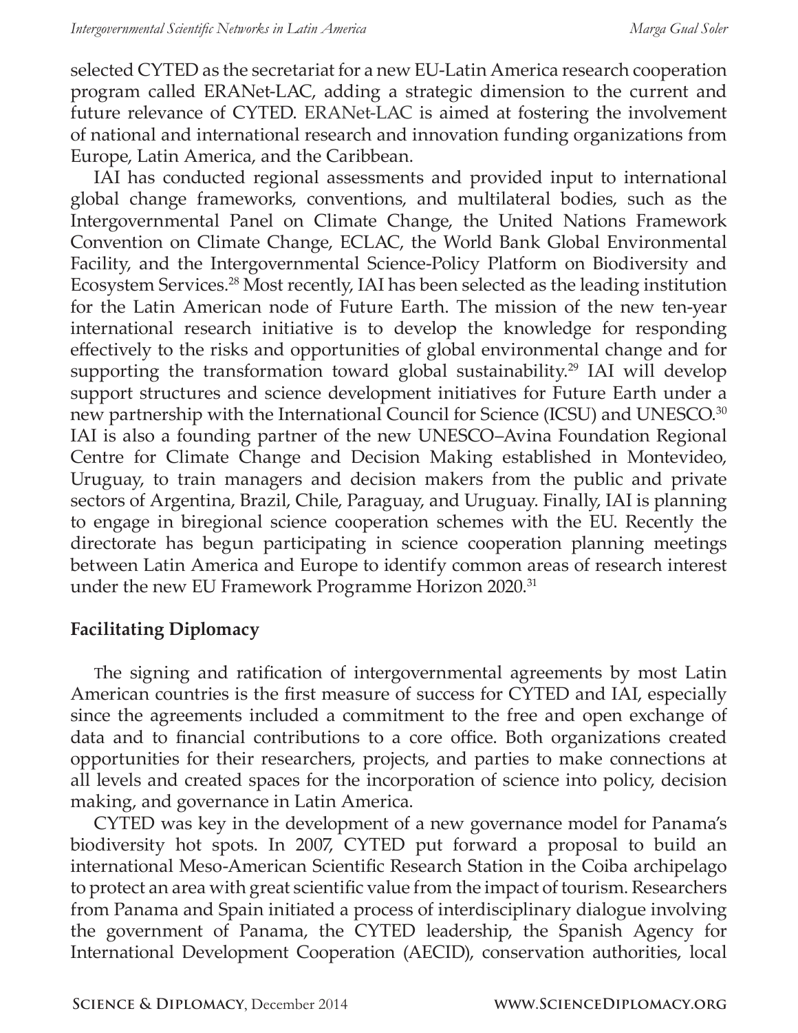selected CYTED as the secretariat for a new EU-Latin America research cooperation program called ERANet-LAC, adding a strategic dimension to the current and future relevance of CYTED. ERANet-LAC is aimed at fostering the involvement of national and international research and innovation funding organizations from Europe, Latin America, and the Caribbean.

IAI has conducted regional assessments and provided input to international global change frameworks, conventions, and multilateral bodies, such as the Intergovernmental Panel on Climate Change, the United Nations Framework Convention on Climate Change, ECLAC, the World Bank Global Environmental Facility, and the Intergovernmental Science-Policy Platform on Biodiversity and Ecosystem Services.[28] Most recently, IAI has been selected as the leading institution for the Latin American node of Future Earth. The mission of the new ten-year international research initiative is to develop the knowledge for responding effectively to the risks and opportunities of global environmental change and for supporting the transformation toward global sustainability.[29] IAI will develop support structures and science development initiatives for Future Earth under a new partnership with the International Council for Science (ICSU) and UNESCO.[30] IAI is also a founding partner of the new UNESCO–Avina Foundation Regional Centre for Climate Change and Decision Making established in Montevideo, Uruguay, to train managers and decision makers from the public and private sectors of Argentina, Brazil, Chile, Paraguay, and Uruguay. Finally, IAI is planning to engage in biregional science cooperation schemes with the EU. Recently the directorate has begun participating in science cooperation planning meetings between Latin America and Europe to identify common areas of research interest under the new EU Framework Programme Horizon 2020.[31]

## Facilitating Diplomacy

The signing and ratification of intergovernmental agreements by most Latin American countries is the first measure of success for CYTED and IAI, especially since the agreements included a commitment to the free and open exchange of data and to financial contributions to a core office. Both organizations created opportunities for their researchers, projects, and parties to make connections at all levels and created spaces for the incorporation of science into policy, decision making, and governance in Latin America.

CYTED was key in the development of a new governance model for Panama's biodiversity hot spots. In 2007, CYTED put forward a proposal to build an international Meso-American Scientific Research Station in the Coiba archipelago to protect an area with great scientific value from the impact of tourism. Researchers from Panama and Spain initiated a process of interdisciplinary dialogue involving the government of Panama, the CYTED leadership, the Spanish Agency for International Development Cooperation (AECID), conservation authorities, local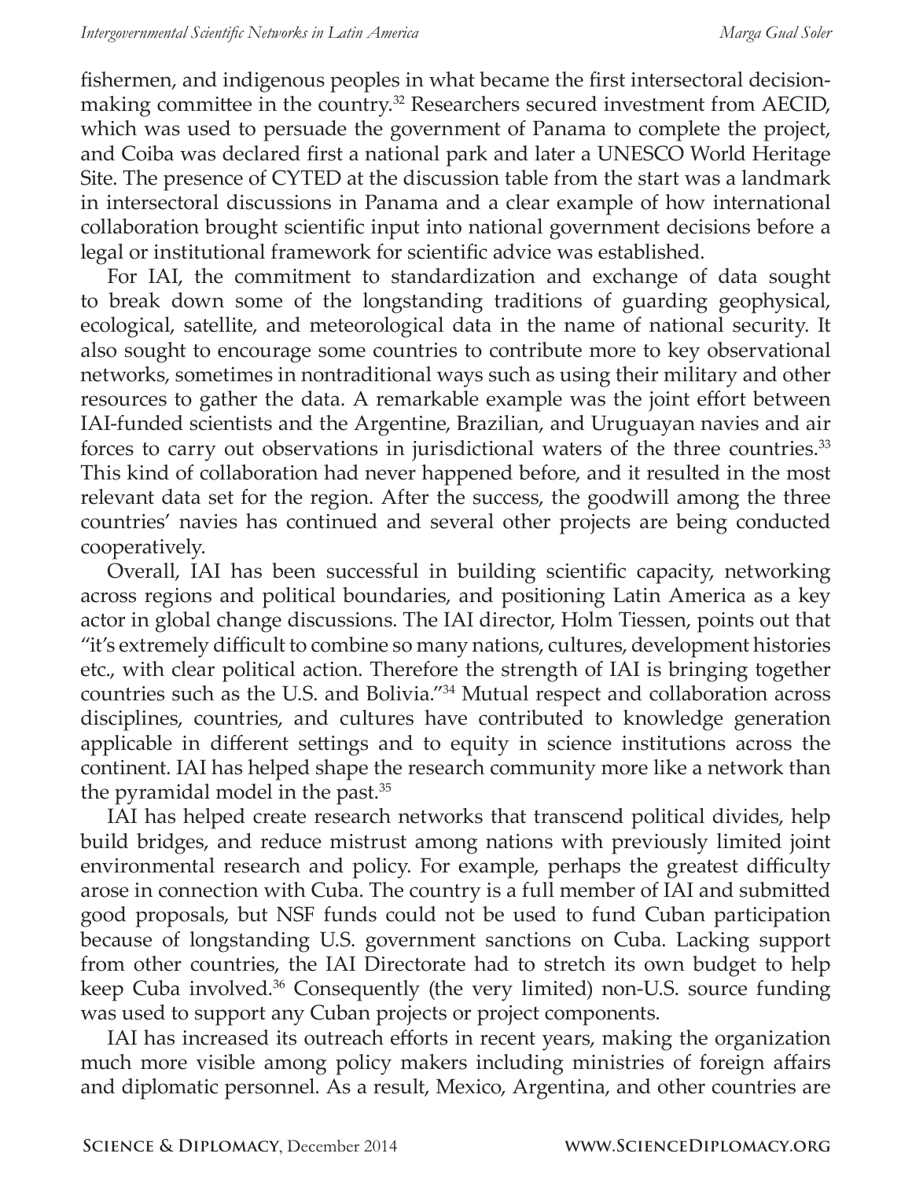fishermen, and indigenous peoples in what became the first intersectoral decision-making committee in the country.[32] Researchers secured investment from AECID, which was used to persuade the government of Panama to complete the project, and Coiba was declared first a national park and later a UNESCO World Heritage Site. The presence of CYTED at the discussion table from the start was a landmark in intersectoral discussions in Panama and a clear example of how international collaboration brought scientific input into national government decisions before a legal or institutional framework for scientific advice was established.

For IAI, the commitment to standardization and exchange of data sought to break down some of the longstanding traditions of guarding geophysical, ecological, satellite, and meteorological data in the name of national security. It also sought to encourage some countries to contribute more to key observational networks, sometimes in nontraditional ways such as using their military and other resources to gather the data. A remarkable example was the joint effort between IAI-funded scientists and the Argentine, Brazilian, and Uruguayan navies and air forces to carry out observations in jurisdictional waters of the three countries.[33] This kind of collaboration had never happened before, and it resulted in the most relevant data set for the region. After the success, the goodwill among the three countries' navies has continued and several other projects are being conducted cooperatively.

Overall, IAI has been successful in building scientific capacity, networking across regions and political boundaries, and positioning Latin America as a key actor in global change discussions. The IAI director, Holm Tiessen, points out that "it's extremely difficult to combine so many nations, cultures, development histories etc., with clear political action. Therefore the strength of IAI is bringing together countries such as the U.S. and Bolivia."[34] Mutual respect and collaboration across disciplines, countries, and cultures have contributed to knowledge generation applicable in different settings and to equity in science institutions across the continent. IAI has helped shape the research community more like a network than the pyramidal model in the past.[35]

IAI has helped create research networks that transcend political divides, help build bridges, and reduce mistrust among nations with previously limited joint environmental research and policy. For example, perhaps the greatest difficulty arose in connection with Cuba. The country is a full member of IAI and submitted good proposals, but NSF funds could not be used to fund Cuban participation because of longstanding U.S. government sanctions on Cuba. Lacking support from other countries, the IAI Directorate had to stretch its own budget to help keep Cuba involved.[36] Consequently (the very limited) non-U.S. source funding was used to support any Cuban projects or project components.

IAI has increased its outreach efforts in recent years, making the organization much more visible among policy makers including ministries of foreign affairs and diplomatic personnel. As a result, Mexico, Argentina, and other countries are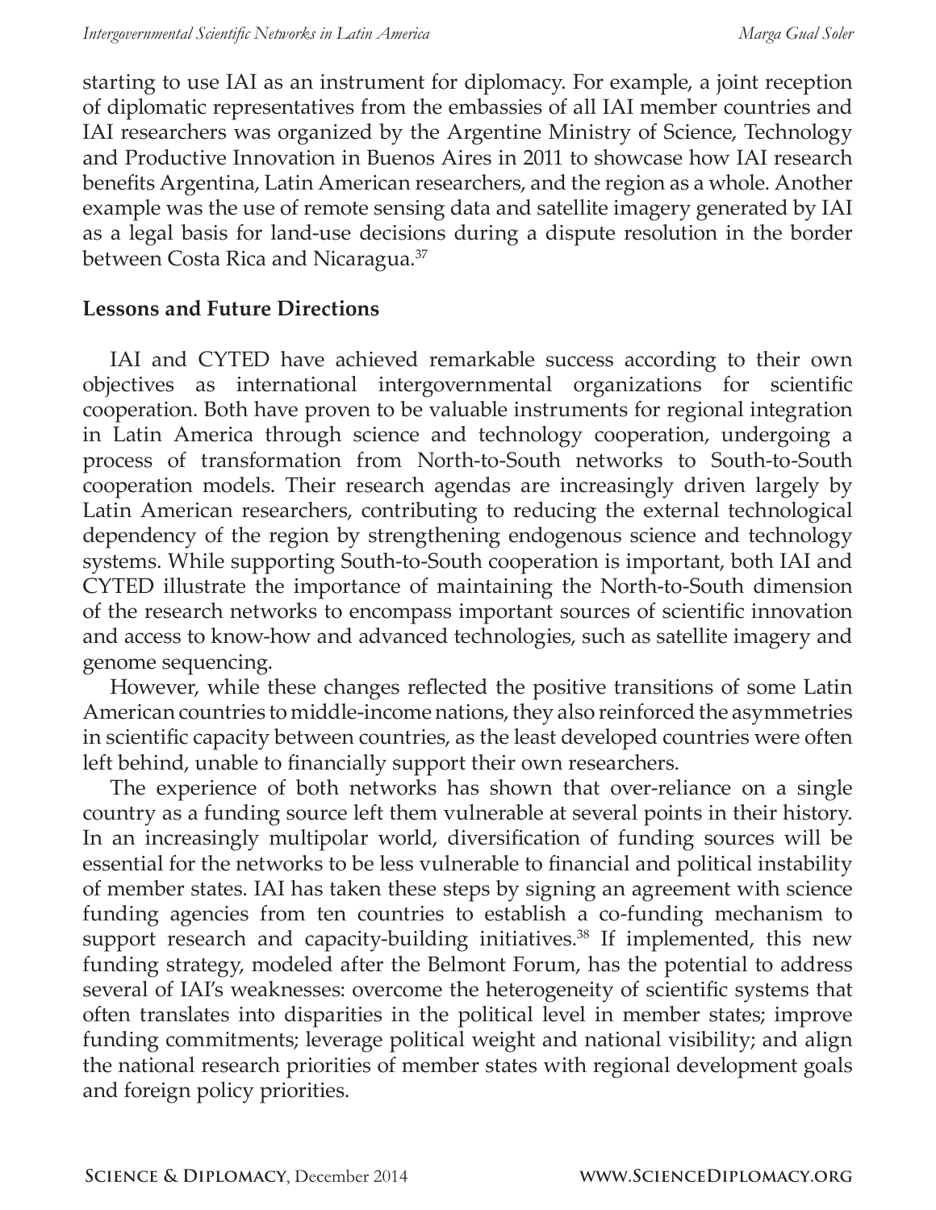starting to use IAI as an instrument for diplomacy. For example, a joint reception of diplomatic representatives from the embassies of all IAI member countries and IAI researchers was organized by the Argentine Ministry of Science, Technology and Productive Innovation in Buenos Aires in 2011 to showcase how IAI research benefits Argentina, Latin American researchers, and the region as a whole. Another example was the use of remote sensing data and satellite imagery generated by IAI as a legal basis for land-use decisions during a dispute resolution in the border between Costa Rica and Nicaragua.[37]

## Lessons and Future Directions

IAI and CYTED have achieved remarkable success according to their own objectives as international intergovernmental organizations for scientific cooperation. Both have proven to be valuable instruments for regional integration in Latin America through science and technology cooperation, undergoing a process of transformation from North-to-South networks to South-to-South cooperation models. Their research agendas are increasingly driven largely by Latin American researchers, contributing to reducing the external technological dependency of the region by strengthening endogenous science and technology systems. While supporting South-to-South cooperation is important, both IAI and CYTED illustrate the importance of maintaining the North-to-South dimension of the research networks to encompass important sources of scientific innovation and access to know-how and advanced technologies, such as satellite imagery and genome sequencing.

However, while these changes reflected the positive transitions of some Latin American countries to middle-income nations, they also reinforced the asymmetries in scientific capacity between countries, as the least developed countries were often left behind, unable to financially support their own researchers.

The experience of both networks has shown that over-reliance on a single country as a funding source left them vulnerable at several points in their history. In an increasingly multipolar world, diversification of funding sources will be essential for the networks to be less vulnerable to financial and political instability of member states. IAI has taken these steps by signing an agreement with science funding agencies from ten countries to establish a co-funding mechanism to support research and capacity-building initiatives.[38] If implemented, this new funding strategy, modeled after the Belmont Forum, has the potential to address several of IAI's weaknesses: overcome the heterogeneity of scientific systems that often translates into disparities in the political level in member states; improve funding commitments; leverage political weight and national visibility; and align the national research priorities of member states with regional development goals and foreign policy priorities.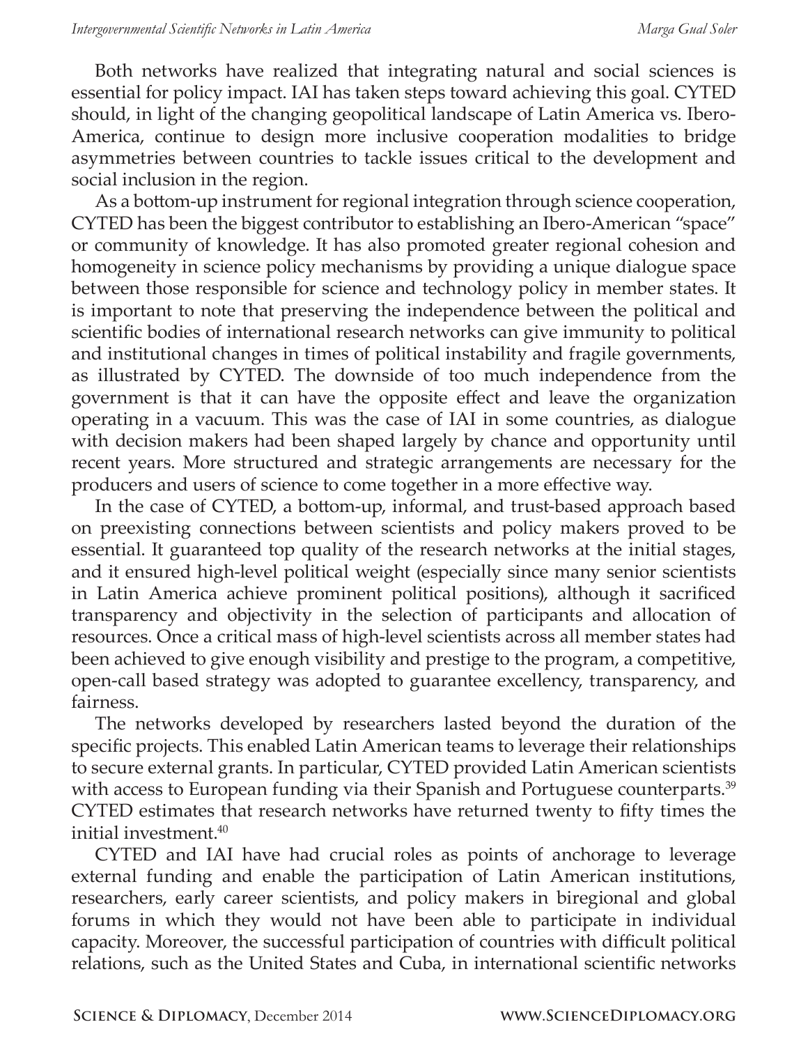Both networks have realized that integrating natural and social sciences is essential for policy impact. IAI has taken steps toward achieving this goal. CYTED should, in light of the changing geopolitical landscape of Latin America vs. Ibero-America, continue to design more inclusive cooperation modalities to bridge asymmetries between countries to tackle issues critical to the development and social inclusion in the region.

As a bottom-up instrument for regional integration through science cooperation, CYTED has been the biggest contributor to establishing an Ibero-American "space" or community of knowledge. It has also promoted greater regional cohesion and homogeneity in science policy mechanisms by providing a unique dialogue space between those responsible for science and technology policy in member states. It is important to note that preserving the independence between the political and scientific bodies of international research networks can give immunity to political and institutional changes in times of political instability and fragile governments, as illustrated by CYTED. The downside of too much independence from the government is that it can have the opposite effect and leave the organization operating in a vacuum. This was the case of IAI in some countries, as dialogue with decision makers had been shaped largely by chance and opportunity until recent years. More structured and strategic arrangements are necessary for the producers and users of science to come together in a more effective way.

In the case of CYTED, a bottom-up, informal, and trust-based approach based on preexisting connections between scientists and policy makers proved to be essential. It guaranteed top quality of the research networks at the initial stages, and it ensured high-level political weight (especially since many senior scientists in Latin America achieve prominent political positions), although it sacrificed transparency and objectivity in the selection of participants and allocation of resources. Once a critical mass of high-level scientists across all member states had been achieved to give enough visibility and prestige to the program, a competitive, open-call based strategy was adopted to guarantee excellency, transparency, and fairness.

The networks developed by researchers lasted beyond the duration of the specific projects. This enabled Latin American teams to leverage their relationships to secure external grants. In particular, CYTED provided Latin American scientists with access to European funding via their Spanish and Portuguese counterparts.[39] CYTED estimates that research networks have returned twenty to fifty times the initial investment.[40]

CYTED and IAI have had crucial roles as points of anchorage to leverage external funding and enable the participation of Latin American institutions, researchers, early career scientists, and policy makers in biregional and global forums in which they would not have been able to participate in individual capacity. Moreover, the successful participation of countries with difficult political relations, such as the United States and Cuba, in international scientific networks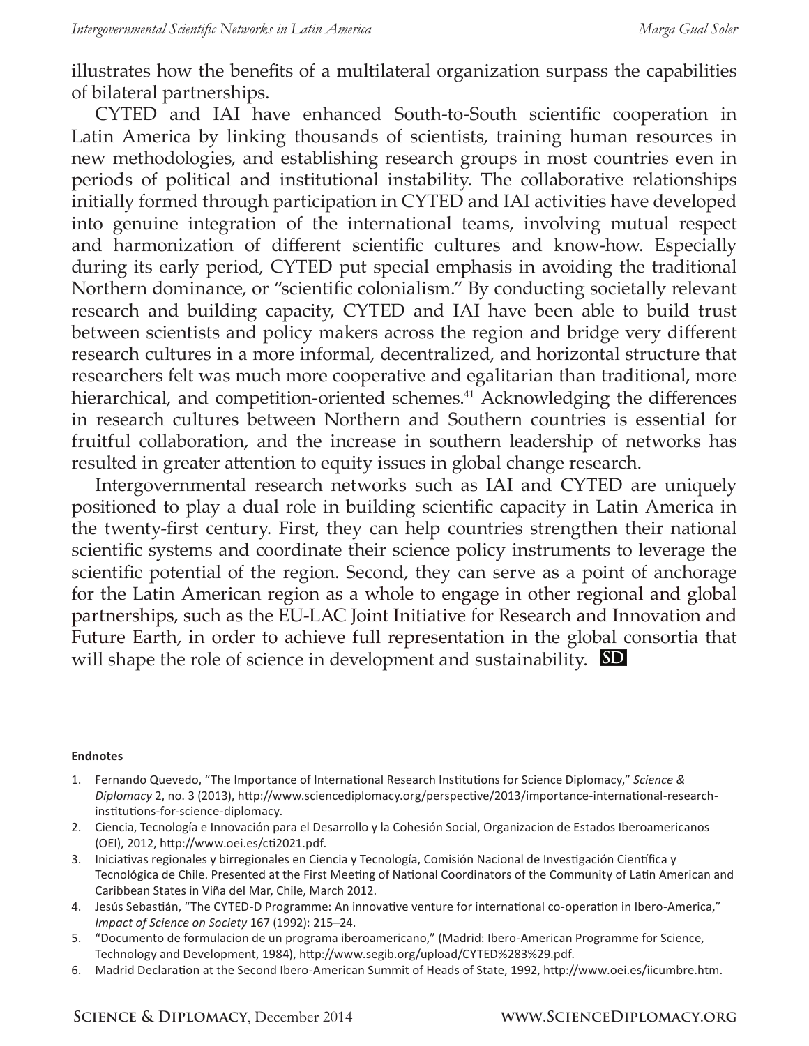illustrates how the benefits of a multilateral organization surpass the capabilities of bilateral partnerships.

CYTED and IAI have enhanced South-to-South scientific cooperation in Latin America by linking thousands of scientists, training human resources in new methodologies, and establishing research groups in most countries even in periods of political and institutional instability. The collaborative relationships initially formed through participation in CYTED and IAI activities have developed into genuine integration of the international teams, involving mutual respect and harmonization of different scientific cultures and know-how. Especially during its early period, CYTED put special emphasis in avoiding the traditional Northern dominance, or "scientific colonialism." By conducting societally relevant research and building capacity, CYTED and IAI have been able to build trust between scientists and policy makers across the region and bridge very different research cultures in a more informal, decentralized, and horizontal structure that researchers felt was much more cooperative and egalitarian than traditional, more hierarchical, and competition-oriented schemes.[41] Acknowledging the differences in research cultures between Northern and Southern countries is essential for fruitful collaboration, and the increase in southern leadership of networks has resulted in greater attention to equity issues in global change research.

Intergovernmental research networks such as IAI and CYTED are uniquely positioned to play a dual role in building scientific capacity in Latin America in the twenty-first century. First, they can help countries strengthen their national scientific systems and coordinate their science policy instruments to leverage the scientific potential of the region. Second, they can serve as a point of anchorage for the Latin American region as a whole to engage in other regional and global partnerships, such as the EU-LAC Joint Initiative for Research and Innovation and Future Earth, in order to achieve full representation in the global consortia that will shape the role of science in development and sustainability. **SD**

**Endnotes**

1. Fernando Quevedo, "The Importance of International Research Institutions for Science Diplomacy," *Science & Diplomacy* 2, no. 3 (2013), http://www.sciencediplomacy.org/perspective/2013/importance-international-research-institutions-for-science-diplomacy.
2. Ciencia, Tecnología e Innovación para el Desarrollo y la Cohesión Social, Organizacion de Estados Iberoamericanos (OEI), 2012, http://www.oei.es/cti2021.pdf.
3. Iniciativas regionales y birregionales en Ciencia y Tecnología, Comisión Nacional de Investigación Científica y Tecnológica de Chile. Presented at the First Meeting of National Coordinators of the Community of Latin American and Caribbean States in Viña del Mar, Chile, March 2012.
4. Jesús Sebastián, "The CYTED-D Programme: An innovative venture for international co-operation in Ibero-America," *Impact of Science on Society* 167 (1992): 215–24.
5. "Documento de formulacion de un programa iberoamericano," (Madrid: Ibero-American Programme for Science, Technology and Development, 1984), http://www.segib.org/upload/CYTED%283%29.pdf.
6. Madrid Declaration at the Second Ibero-American Summit of Heads of State, 1992, http://www.oei.es/iicumbre.htm.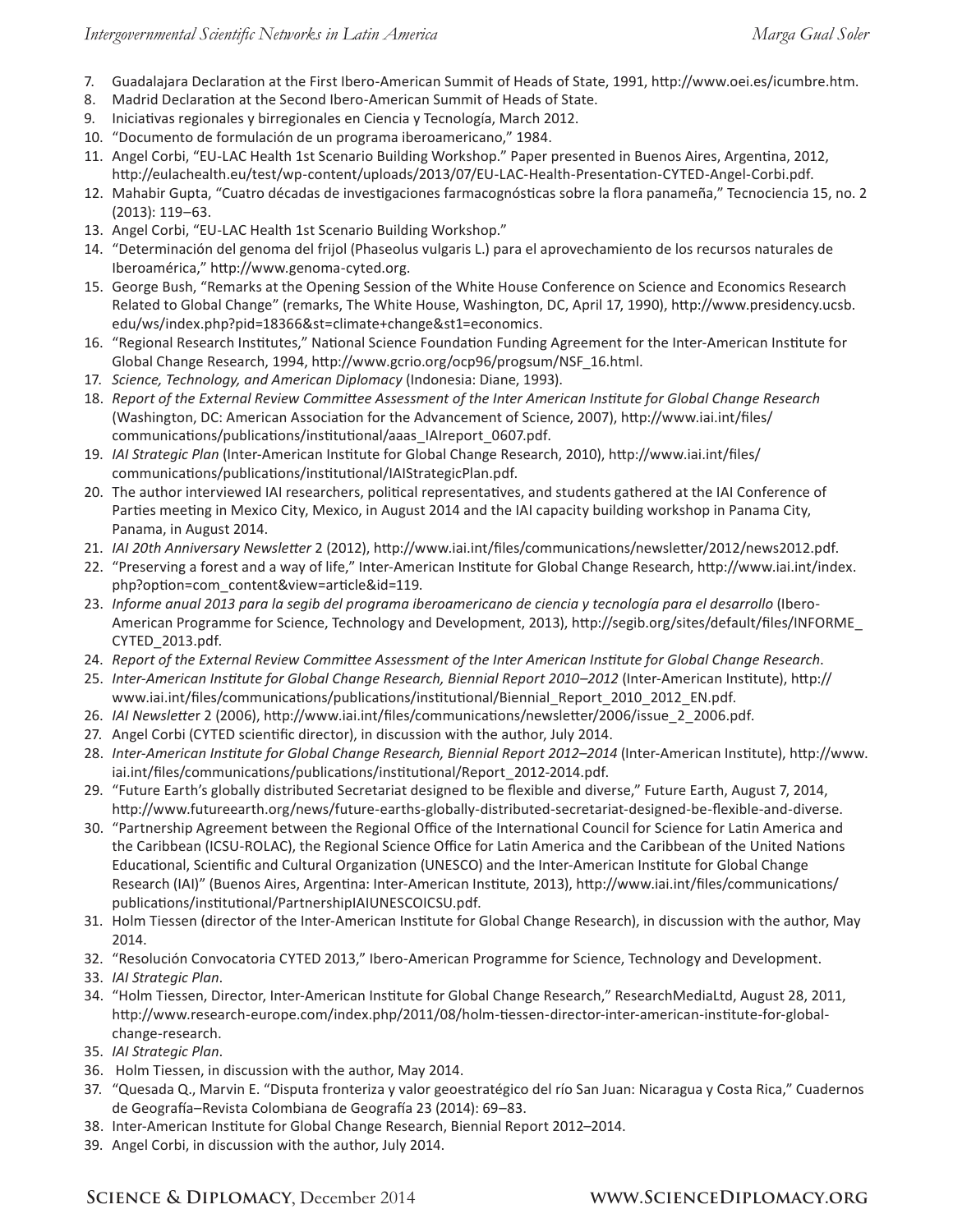7. Guadalajara Declaration at the First Ibero-American Summit of Heads of State, 1991, http://www.oei.es/icumbre.htm.
8. Madrid Declaration at the Second Ibero-American Summit of Heads of State.
9. Iniciativas regionales y birregionales en Ciencia y Tecnología, March 2012.
10. "Documento de formulación de un programa iberoamericano," 1984.
11. Angel Corbi, "EU-LAC Health 1st Scenario Building Workshop." Paper presented in Buenos Aires, Argentina, 2012, http://eulachealth.eu/test/wp-content/uploads/2013/07/EU-LAC-Health-Presentation-CYTED-Angel-Corbi.pdf.
12. Mahabir Gupta, "Cuatro décadas de investigaciones farmacognósticas sobre la flora panameña," Tecnociencia 15, no. 2 (2013): 119–63.
13. Angel Corbi, "EU-LAC Health 1st Scenario Building Workshop."
14. "Determinación del genoma del frijol (Phaseolus vulgaris L.) para el aprovechamiento de los recursos naturales de Iberoamérica," http://www.genoma-cyted.org.
15. George Bush, "Remarks at the Opening Session of the White House Conference on Science and Economics Research Related to Global Change" (remarks, The White House, Washington, DC, April 17, 1990), http://www.presidency.ucsb.edu/ws/index.php?pid=18366&st=climate+change&st1=economics.
16. "Regional Research Institutes," National Science Foundation Funding Agreement for the Inter-American Institute for Global Change Research, 1994, http://www.gcrio.org/ocp96/progsum/NSF_16.html.
17. *Science, Technology, and American Diplomacy* (Indonesia: Diane, 1993).
18. *Report of the External Review Committee Assessment of the Inter American Institute for Global Change Research* (Washington, DC: American Association for the Advancement of Science, 2007), http://www.iai.int/files/communications/publications/institutional/aaas_IAIreport_0607.pdf.
19. *IAI Strategic Plan* (Inter-American Institute for Global Change Research, 2010), http://www.iai.int/files/communications/publications/institutional/IAIStrategicPlan.pdf.
20. The author interviewed IAI researchers, political representatives, and students gathered at the IAI Conference of Parties meeting in Mexico City, Mexico, in August 2014 and the IAI capacity building workshop in Panama City, Panama, in August 2014.
21. *IAI 20th Anniversary Newsletter* 2 (2012), http://www.iai.int/files/communications/newsletter/2012/news2012.pdf.
22. "Preserving a forest and a way of life," Inter-American Institute for Global Change Research, http://www.iai.int/index.php?option=com_content&view=article&id=119.
23. *Informe anual 2013 para la segib del programa iberoamericano de ciencia y tecnología para el desarrollo* (Ibero-American Programme for Science, Technology and Development, 2013), http://segib.org/sites/default/files/INFORME_CYTED_2013.pdf.
24. *Report of the External Review Committee Assessment of the Inter American Institute for Global Change Research*.
25. *Inter-American Institute for Global Change Research, Biennial Report 2010–2012* (Inter-American Institute), http://www.iai.int/files/communications/publications/institutional/Biennial_Report_2010_2012_EN.pdf.
26. *IAI Newsletter* 2 (2006), http://www.iai.int/files/communications/newsletter/2006/issue_2_2006.pdf.
27. Angel Corbi (CYTED scientific director), in discussion with the author, July 2014.
28. *Inter-American Institute for Global Change Research, Biennial Report 2012–2014* (Inter-American Institute), http://www.iai.int/files/communications/publications/institutional/Report_2012-2014.pdf.
29. "Future Earth's globally distributed Secretariat designed to be flexible and diverse," Future Earth, August 7, 2014, http://www.futureearth.org/news/future-earths-globally-distributed-secretariat-designed-be-flexible-and-diverse.
30. "Partnership Agreement between the Regional Office of the International Council for Science for Latin America and the Caribbean (ICSU-ROLAC), the Regional Science Office for Latin America and the Caribbean of the United Nations Educational, Scientific and Cultural Organization (UNESCO) and the Inter-American Institute for Global Change Research (IAI)" (Buenos Aires, Argentina: Inter-American Institute, 2013), http://www.iai.int/files/communications/publications/institutional/PartnershipIAIUNESCOICSU.pdf.
31. Holm Tiessen (director of the Inter-American Institute for Global Change Research), in discussion with the author, May 2014.
32. "Resolución Convocatoria CYTED 2013," Ibero-American Programme for Science, Technology and Development.
33. *IAI Strategic Plan*.
34. "Holm Tiessen, Director, Inter-American Institute for Global Change Research," ResearchMediaLtd, August 28, 2011, http://www.research-europe.com/index.php/2011/08/holm-tiessen-director-inter-american-institute-for-global-change-research.
35. *IAI Strategic Plan*.
36. Holm Tiessen, in discussion with the author, May 2014.
37. "Quesada Q., Marvin E. "Disputa fronteriza y valor geoestratégico del río San Juan: Nicaragua y Costa Rica," Cuadernos de Geografía–Revista Colombiana de Geografía 23 (2014): 69–83.
38. Inter-American Institute for Global Change Research, Biennial Report 2012–2014.
39. Angel Corbi, in discussion with the author, July 2014.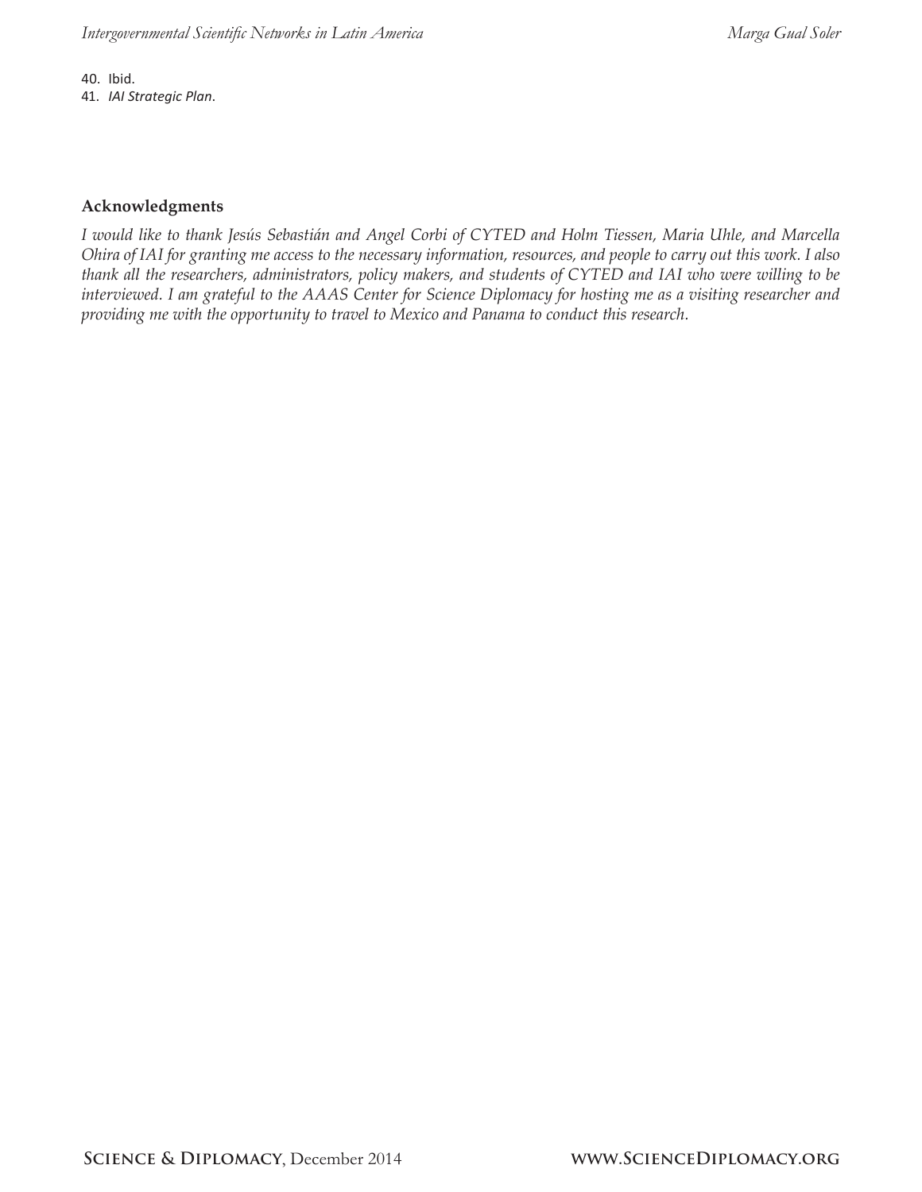40. Ibid.
41. *IAI Strategic Plan*.

### Acknowledgments

*I would like to thank Jesús Sebastián and Angel Corbi of CYTED and Holm Tiessen, Maria Uhle, and Marcella Ohira of IAI for granting me access to the necessary information, resources, and people to carry out this work. I also thank all the researchers, administrators, policy makers, and students of CYTED and IAI who were willing to be interviewed. I am grateful to the AAAS Center for Science Diplomacy for hosting me as a visiting researcher and providing me with the opportunity to travel to Mexico and Panama to conduct this research.*